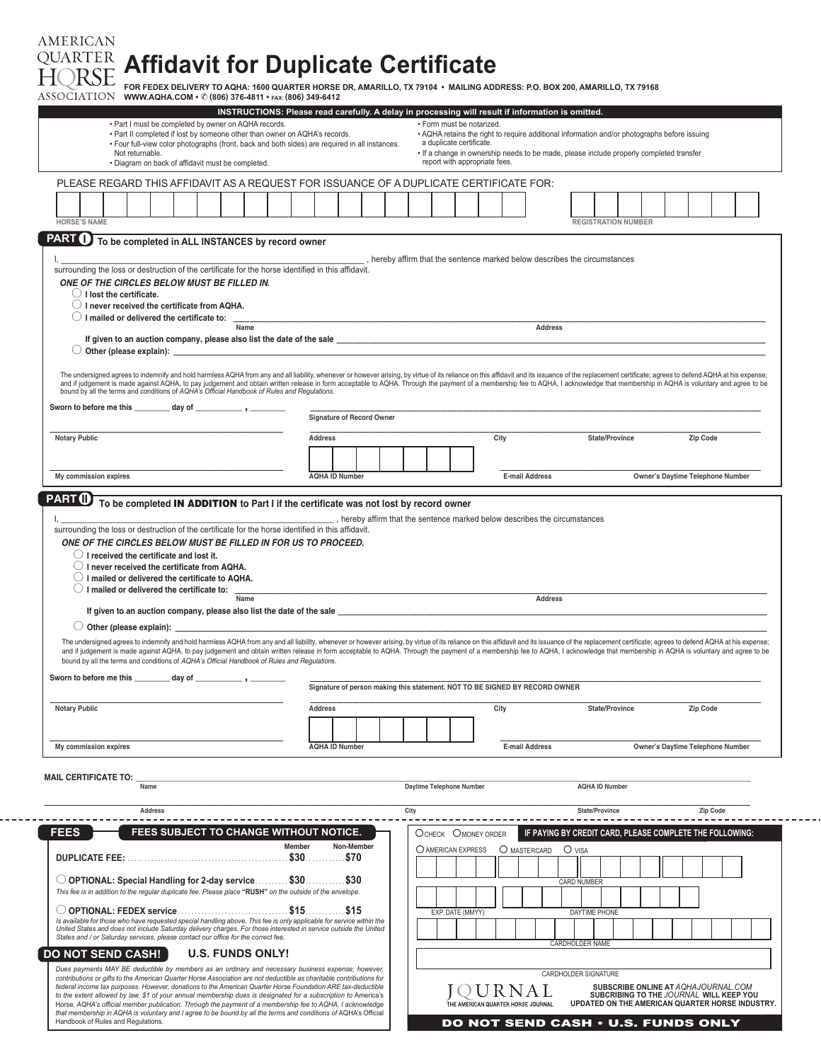AMERICAN QUARTER HORSE ASSOCIATION

# Affidavit for Duplicate Certificate

**FOR FEDEX DELIVERY TO AQHA: 1600 QUARTER HORSE DR, AMARILLO, TX 79104 • MAILING ADDRESS: P.O. BOX 200, AMARILLO, TX 79168**
**WWW.AQHA.COM • ✆ (806) 376-4811 • FAX: (806) 349-6412**

**INSTRUCTIONS: Please read carefully. A delay in processing will result if information is omitted.**

- Part I must be completed by owner on AQHA records.
- Part II completed if lost by someone other than owner on AQHA's records.
- Four full-view color photographs (front, back and both sides) are required in all instances. Not returnable.
- Diagram on back of affidavit must be completed.
- Form must be notarized.
- AQHA retains the right to require additional information and/or photographs before issuing a duplicate certificate.
- If a change in ownership needs to be made, please include properly completed transfer report with appropriate fees.

PLEASE REGARD THIS AFFIDAVIT AS A REQUEST FOR ISSUANCE OF A DUPLICATE CERTIFICATE FOR:

HORSE'S NAME ____________________ REGISTRATION NUMBER ____________________

## PART I To be completed in ALL INSTANCES by record owner

I, ______________________________, hereby affirm that the sentence marked below describes the circumstances surrounding the loss or destruction of the certificate for the horse identified in this affidavit.

***ONE OF THE CIRCLES BELOW MUST BE FILLED IN.***

- ◯ **I lost the certificate.**
- ◯ **I never received the certificate from AQHA.**
- ◯ **I mailed or delivered the certificate to:** ____________________ (Name) ____________________ (Address)
  **If given to an auction company, please also list the date of the sale** ____________________
- ◯ **Other (please explain):** ____________________

The undersigned agrees to indemnify and hold harmless AQHA from any and all liability, whenever or however arising, by virtue of its reliance on this affidavit and its issuance of the replacement certificate; agrees to defend AQHA at his expense; and if judgement is made against AQHA, to pay judgement and obtain written release in form acceptable to AQHA. Through the payment of a membership fee to AQHA, I acknowledge that membership in AQHA is voluntary and agree to be bound by all the terms and conditions of *AQHA's Official Handbook of Rules and Regulations*.

Sworn to before me this ________ day of __________, ________

Signature of Record Owner ____________________

Notary Public ____________________

Address ____________ City ____________ State/Province ____________ Zip Code ____________

My commission expires ____________________

AQHA ID Number ____________ E-mail Address ____________ Owner's Daytime Telephone Number ____________

## PART II To be completed IN ADDITION to Part I if the certificate was not lost by record owner

I, ______________________________, hereby affirm that the sentence marked below describes the circumstances surrounding the loss or destruction of the certificate for the horse identified in this affidavit.

***ONE OF THE CIRCLES BELOW MUST BE FILLED IN FOR US TO PROCEED.***

- ◯ **I received the certificate and lost it.**
- ◯ **I never received the certificate from AQHA.**
- ◯ **I mailed or delivered the certificate to AQHA.**
- ◯ **I mailed or delivered the certificate to:** ____________________ (Name) ____________________ (Address)
  **If given to an auction company, please also list the date of the sale** ____________________
- ◯ **Other (please explain):** ____________________

The undersigned agrees to indemnify and hold harmless AQHA from any and all liability, whenever or however arising, by virtue of its reliance on this affidavit and its issuance of the replacement certificate; agrees to defend AQHA at his expense; and if judgement is made against AQHA, to pay judgement and obtain written release in form acceptable to AQHA. Through the payment of a membership fee to AQHA, I acknowledge that membership in AQHA is voluntary and agree to be bound by all the terms and conditions of *AQHA's Official Handbook of Rules and Regulations*.

Sworn to before me this ________ day of __________, ________

Signature of person making this statement. NOT TO BE SIGNED BY RECORD OWNER ____________________

Notary Public ____________________

Address ____________ City ____________ State/Province ____________ Zip Code ____________

My commission expires ____________________

AQHA ID Number ____________ E-mail Address ____________ Owner's Daytime Telephone Number ____________

**MAIL CERTIFICATE TO:** Name ____________ Daytime Telephone Number ____________ AQHA ID Number ____________

Address ____________ City ____________ State/Province ____________ Zip Code ____________

## FEES — FEES SUBJECT TO CHANGE WITHOUT NOTICE.

| | Member | Non-Member |
|---|---|---|
| **DUPLICATE FEE:** | **$30** | **$70** |
| ◯ **OPTIONAL: Special Handling for 2-day service** | **$30** | **$30** |
| ◯ **OPTIONAL: FEDEX service** | **$15** | **$15** |

*This fee is in addition to the regular duplicate fee. Please place* **"RUSH"** *on the outside of the envelope.*

*Is available for those who have requested special handling above. This fee is only applicable for service within the United States and does not include Saturday delivery charges. For those interested in service outside the United States and / or Saturday services, please contact our office for the correct fee.*

**DO NOT SEND CASH! U.S. FUNDS ONLY!**

*Dues payments MAY BE deductible by members as an ordinary and necessary business expense; however, contributions or gifts to the American Quarter Horse Association are not deductible as charitable contributions for federal income tax purposes. However, donations to the American Quarter Horse Foundation ARE tax-deductible to the extent allowed by law. $1 of your annual membership dues is designated for a subscription to America's Horse, AQHA's official member publication. Through the payment of a membership fee to AQHA, I acknowledge that membership in AQHA is voluntary and I agree to be bound by all the terms and conditions of AQHA's Official Handbook of Rules and Regulations.*

◯ CHECK ◯ MONEY ORDER

**IF PAYING BY CREDIT CARD, PLEASE COMPLETE THE FOLLOWING:**

◯ AMERICAN EXPRESS ◯ MASTERCARD ◯ VISA

CARD NUMBER ____________________

EXP. DATE (MMYY) ____________ DAYTIME PHONE ____________

CARDHOLDER NAME ____________________

CARDHOLDER SIGNATURE ____________________

JOURNAL — THE AMERICAN QUARTER HORSE JOURNAL

**SUBSCRIBE ONLINE AT *AQHAJOURNAL.COM* SUBSCRIBING TO THE *JOURNAL* WILL KEEP YOU UPDATED ON THE AMERICAN QUARTER HORSE INDUSTRY.**

**DO NOT SEND CASH • U.S. FUNDS ONLY**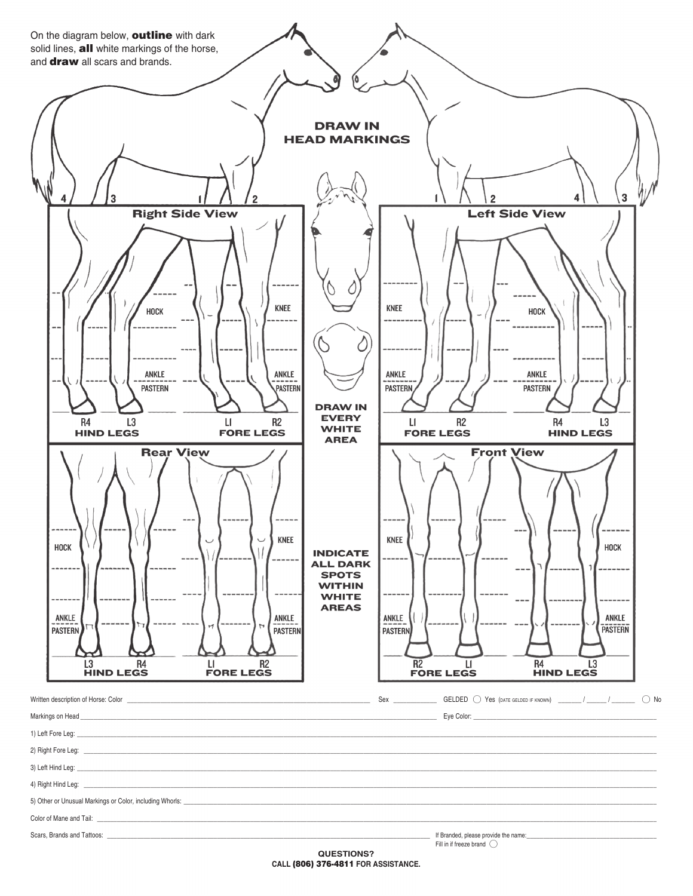On the diagram below, **outline** with dark solid lines, **all** white markings of the horse, and **draw** all scars and brands.

4 3 1 2

1 2 4 3

**DRAW IN HEAD MARKINGS**

**Right Side View**

HOCK

KNEE

ANKLE

PASTERN

ANKLE

PASTERN

R4 L3
**HIND LEGS**

L1 R2
**FORE LEGS**

**Left Side View**

KNEE

HOCK

ANKLE

PASTERN

ANKLE

PASTERN

L1 R2
**FORE LEGS**

R4 L3
**HIND LEGS**

**DRAW IN EVERY WHITE AREA**

**Rear View**

HOCK

KNEE

ANKLE

PASTERN

ANKLE

PASTERN

L3 R4
**HIND LEGS**

L1 R2
**FORE LEGS**

**INDICATE ALL DARK SPOTS WITHIN WHITE AREAS**

**Front View**

KNEE

HOCK

ANKLE

PASTERN

ANKLE

PASTERN

R2 L1
**FORE LEGS**

R4 L3
**HIND LEGS**

Written description of Horse: Color ______________________ Sex ____________ GELDED ◯ Yes (DATE GELDED IF KNOWN) _______ / ______ / _______ ◯ No

Markings on Head ______________________ Eye Color: ______________________

1) Left Fore Leg: ______________________

2) Right Fore Leg: ______________________

3) Left Hind Leg: ______________________

4) Right Hind Leg: ______________________

5) Other or Unusual Markings or Color, including Whorls: ______________________

Color of Mane and Tail: ______________________

Scars, Brands and Tattoos: ______________________ If Branded, please provide the name: ______________________

Fill in if freeze brand ◯

**QUESTIONS?**
**CALL (806) 376-4811 FOR ASSISTANCE.**